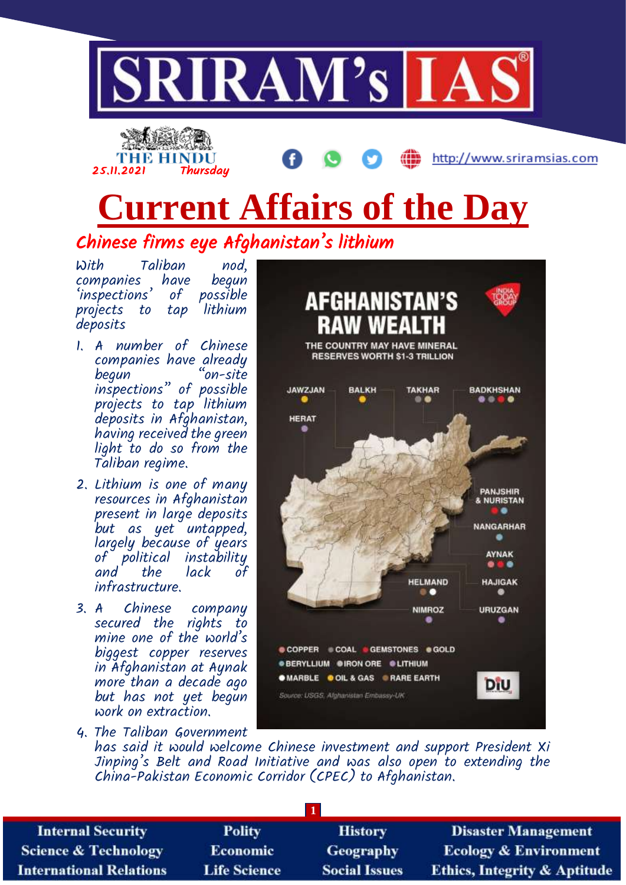# SRIRAM's IAS

THE HINDU
25.11.2021 Thursday

http://www.sriramsias.com

# Current Affairs of the Day

## Chinese firms eye Afghanistan's lithium

*With Taliban nod, companies have begun 'inspections' of possible projects to tap lithium deposits*

1. A number of Chinese companies have already begun "on-site inspections" of possible projects to tap lithium deposits in Afghanistan, having received the green light to do so from the Taliban regime.
2. Lithium is one of many resources in Afghanistan present in large deposits but as yet untapped, largely because of years of political instability and the lack of infrastructure.
3. A Chinese company secured the rights to mine one of the world's biggest copper reserves in Afghanistan at Aynak more than a decade ago but has not yet begun work on extraction.
4. The Taliban Government has said it would welcome Chinese investment and support President Xi Jinping's Belt and Road Initiative and was also open to extending the China-Pakistan Economic Corridor (CPEC) to Afghanistan.

**AFGHANISTAN'S RAW WEALTH**

THE COUNTRY MAY HAVE MINERAL RESERVES WORTH $1-3 TRILLION

JAWZJAN, BALKH, TAKHAR, BADKHSHAN, HERAT, PANJSHIR & NURISTAN, NANGARHAR, AYNAK, HELMAND, HAJIGAK, NIMROZ, URUZGAN

COPPER, COAL, GEMSTONES, GOLD, BERYLLIUM, IRON ORE, LITHIUM, MARBLE, OIL & GAS, RARE EARTH

Source: USGS, Afghanistan Embassy-UK

| Internal Security | Polity | History | Disaster Management |
|---|---|---|---|
| Science & Technology | Economic | Geography | Ecology & Environment |
| International Relations | Life Science | Social Issues | Ethics, Integrity & Aptitude |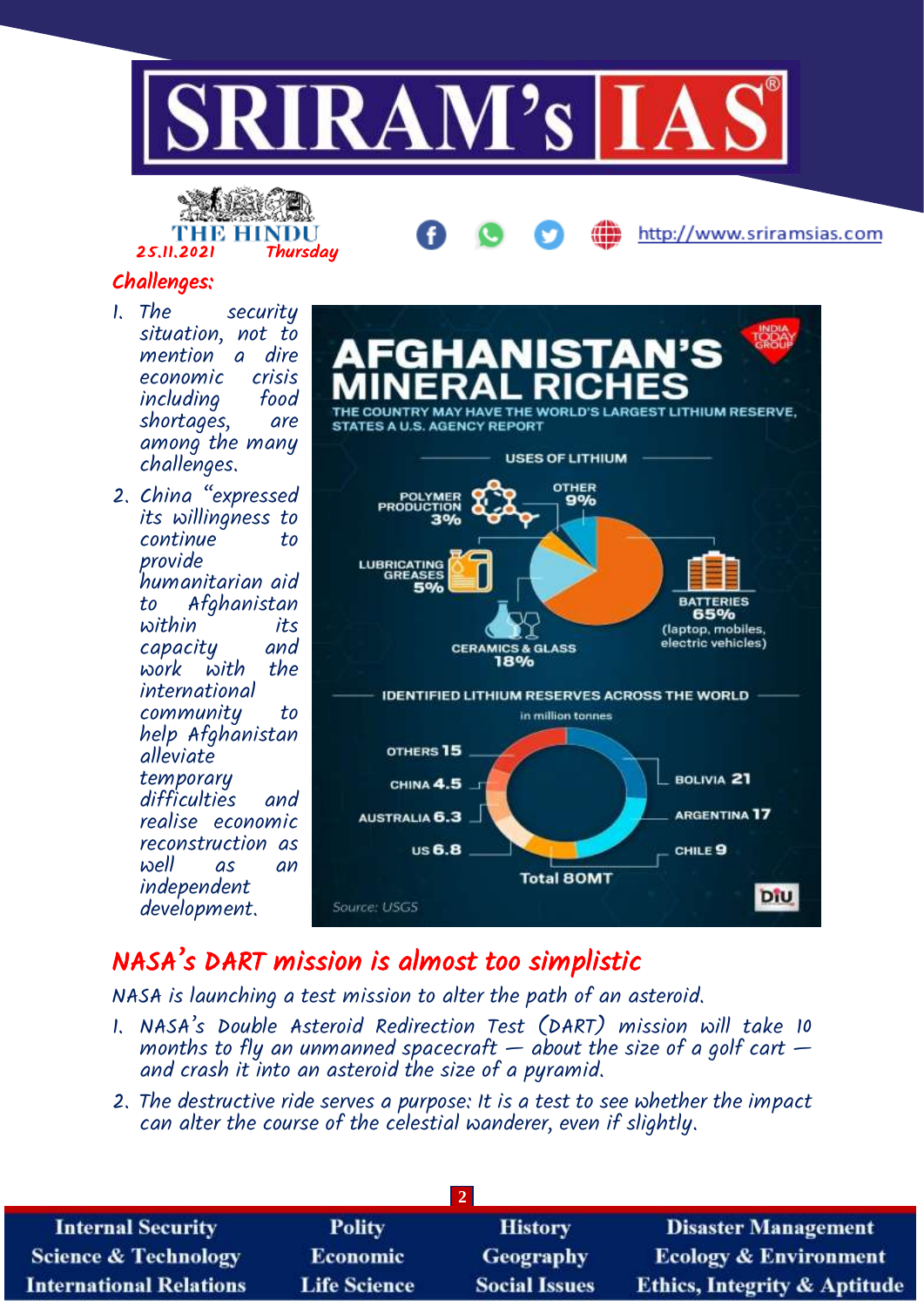## Challenges:

1. The security situation, not to mention a dire economic crisis including food shortages, are among the many challenges.
2. China "expressed its willingness to continue to provide humanitarian aid to Afghanistan within its capacity and work with the international community to help Afghanistan alleviate temporary difficulties and realise economic reconstruction as well as an independent development.

**AFGHANISTAN'S MINERAL RICHES**

THE COUNTRY MAY HAVE THE WORLD'S LARGEST LITHIUM RESERVE, STATES A U.S. AGENCY REPORT

**USES OF LITHIUM**

- Batteries 65% (laptop, mobiles, electric vehicles)
- Ceramics & Glass 18%
- Other 9%
- Lubricating Greases 5%
- Polymer Production 3%

**IDENTIFIED LITHIUM RESERVES ACROSS THE WORLD** (in million tonnes)

| Country | Reserves |
| --- | --- |
| Bolivia | 21 |
| Argentina | 17 |
| Chile | 9 |
| US | 6.8 |
| Australia | 6.3 |
| China | 4.5 |
| Others | 15 |
| Total | 80MT |

Source: USGS

## NASA's DART mission is almost too simplistic

NASA is launching a test mission to alter the path of an asteroid.

1. NASA's Double Asteroid Redirection Test (DART) mission will take 10 months to fly an unmanned spacecraft — about the size of a golf cart — and crash it into an asteroid the size of a pyramid.
2. The destructive ride serves a purpose: It is a test to see whether the impact can alter the course of the celestial wanderer, even if slightly.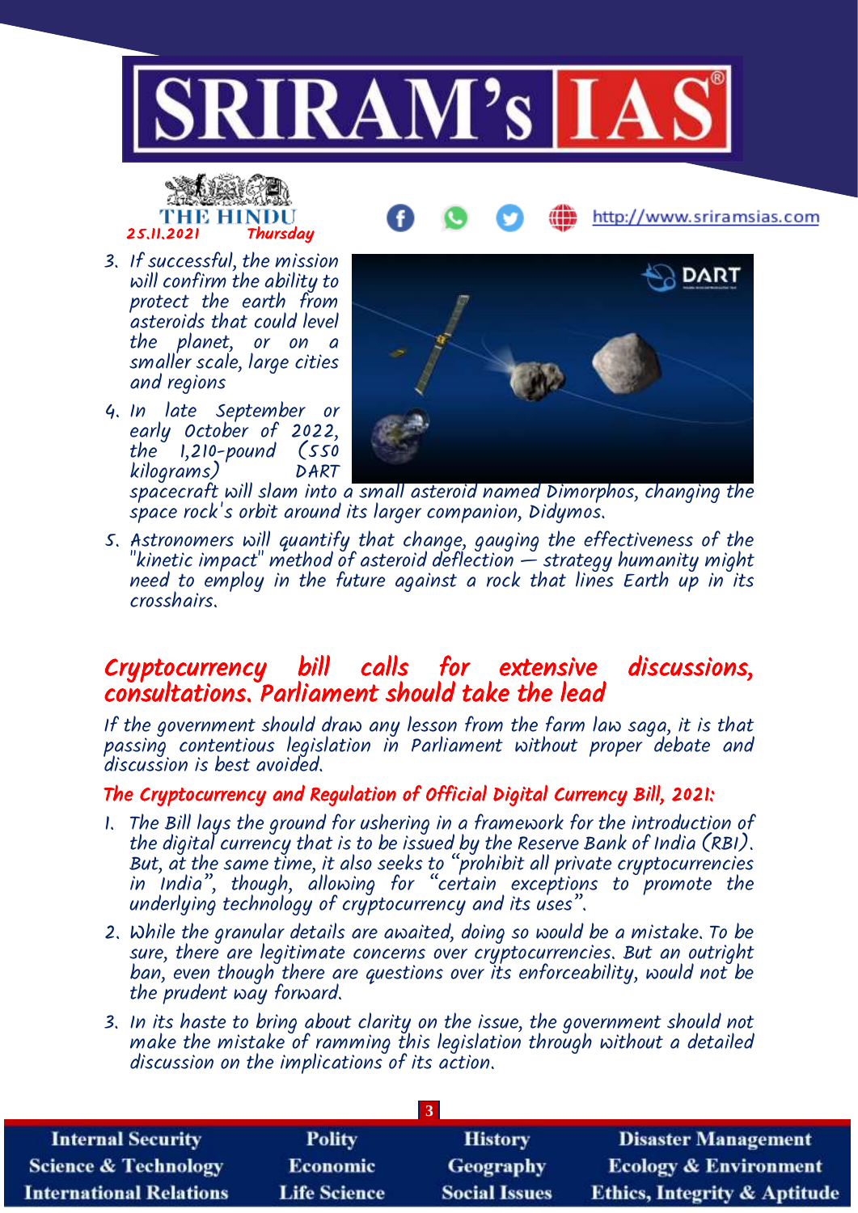3. If successful, the mission will confirm the ability to protect the earth from asteroids that could level the planet, or on a smaller scale, large cities and regions

4. In late September or early October of 2022, the 1,210-pound (550 kilograms) DART spacecraft will slam into a small asteroid named Dimorphos, changing the space rock's orbit around its larger companion, Didymos.

5. Astronomers will quantify that change, gauging the effectiveness of the "kinetic impact" method of asteroid deflection — strategy humanity might need to employ in the future against a rock that lines Earth up in its crosshairs.

## Cryptocurrency bill calls for extensive discussions, consultations. Parliament should take the lead

If the government should draw any lesson from the farm law saga, it is that passing contentious legislation in Parliament without proper debate and discussion is best avoided.

### The Cryptocurrency and Regulation of Official Digital Currency Bill, 2021:

1. The Bill lays the ground for ushering in a framework for the introduction of the digital currency that is to be issued by the Reserve Bank of India (RBI). But, at the same time, it also seeks to "prohibit all private cryptocurrencies in India", though, allowing for "certain exceptions to promote the underlying technology of cryptocurrency and its uses".

2. While the granular details are awaited, doing so would be a mistake. To be sure, there are legitimate concerns over cryptocurrencies. But an outright ban, even though there are questions over its enforceability, would not be the prudent way forward.

3. In its haste to bring about clarity on the issue, the government should not make the mistake of ramming this legislation through without a detailed discussion on the implications of its action.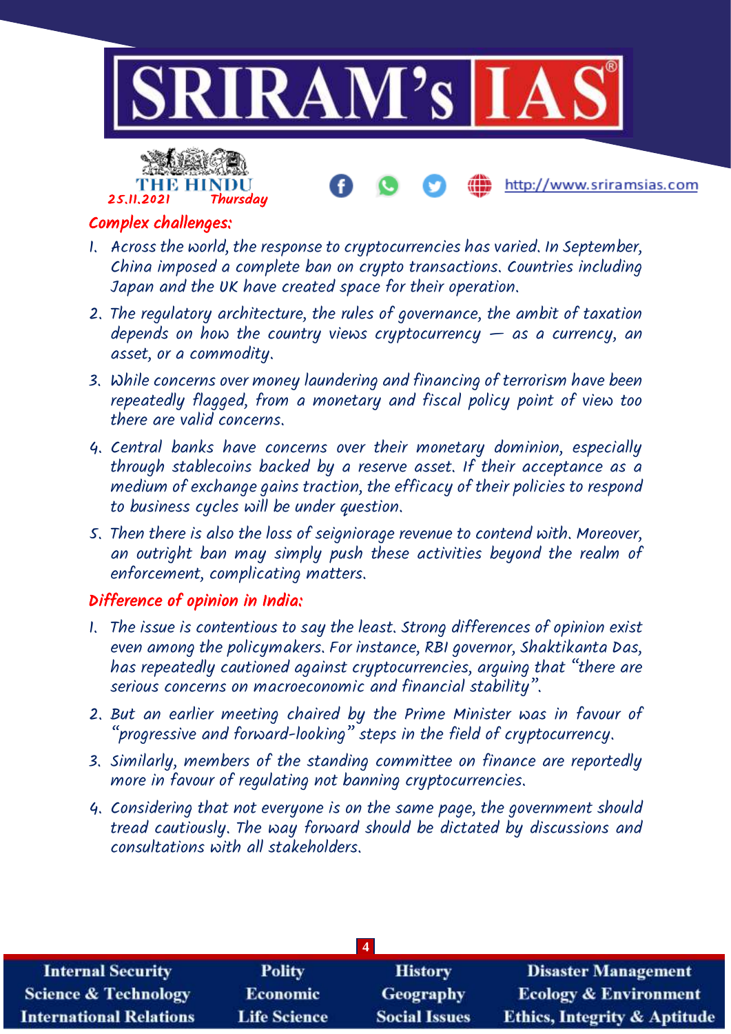## Complex challenges:

1. Across the world, the response to cryptocurrencies has varied. In September, China imposed a complete ban on crypto transactions. Countries including Japan and the UK have created space for their operation.
2. The regulatory architecture, the rules of governance, the ambit of taxation depends on how the country views cryptocurrency — as a currency, an asset, or a commodity.
3. While concerns over money laundering and financing of terrorism have been repeatedly flagged, from a monetary and fiscal policy point of view too there are valid concerns.
4. Central banks have concerns over their monetary dominion, especially through stablecoins backed by a reserve asset. If their acceptance as a medium of exchange gains traction, the efficacy of their policies to respond to business cycles will be under question.
5. Then there is also the loss of seigniorage revenue to contend with. Moreover, an outright ban may simply push these activities beyond the realm of enforcement, complicating matters.

## Difference of opinion in India:

1. The issue is contentious to say the least. Strong differences of opinion exist even among the policymakers. For instance, RBI governor, Shaktikanta Das, has repeatedly cautioned against cryptocurrencies, arguing that "there are serious concerns on macroeconomic and financial stability".
2. But an earlier meeting chaired by the Prime Minister was in favour of "progressive and forward-looking" steps in the field of cryptocurrency.
3. Similarly, members of the standing committee on finance are reportedly more in favour of regulating not banning cryptocurrencies.
4. Considering that not everyone is on the same page, the government should tread cautiously. The way forward should be dictated by discussions and consultations with all stakeholders.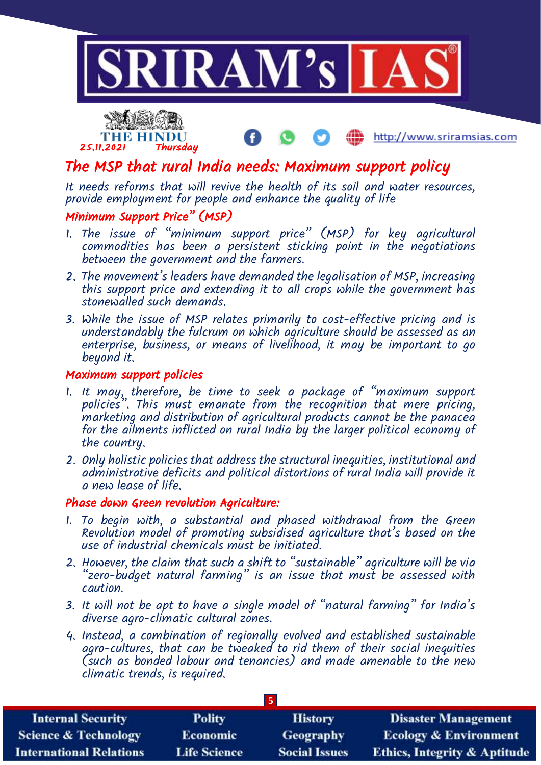# The MSP that rural India needs: Maximum support policy

*It needs reforms that will revive the health of its soil and water resources, provide employment for people and enhance the quality of life*

## Minimum Support Price" (MSP)

1. The issue of "minimum support price" (MSP) for key agricultural commodities has been a persistent sticking point in the negotiations between the government and the farmers.
2. The movement's leaders have demanded the legalisation of MSP, increasing this support price and extending it to all crops while the government has stonewalled such demands.
3. While the issue of MSP relates primarily to cost-effective pricing and is understandably the fulcrum on which agriculture should be assessed as an enterprise, business, or means of livelihood, it may be important to go beyond it.

## Maximum support policies

1. It may, therefore, be time to seek a package of "maximum support policies". This must emanate from the recognition that mere pricing, marketing and distribution of agricultural products cannot be the panacea for the ailments inflicted on rural India by the larger political economy of the country.
2. Only holistic policies that address the structural inequities, institutional and administrative deficits and political distortions of rural India will provide it a new lease of life.

## Phase down Green revolution Agriculture:

1. To begin with, a substantial and phased withdrawal from the Green Revolution model of promoting subsidised agriculture that's based on the use of industrial chemicals must be initiated.
2. However, the claim that such a shift to "sustainable" agriculture will be via "zero-budget natural farming" is an issue that must be assessed with caution.
3. It will not be apt to have a single model of "natural farming" for India's diverse agro-climatic cultural zones.
4. Instead, a combination of regionally evolved and established sustainable agro-cultures, that can be tweaked to rid them of their social inequities (such as bonded labour and tenancies) and made amenable to the new climatic trends, is required.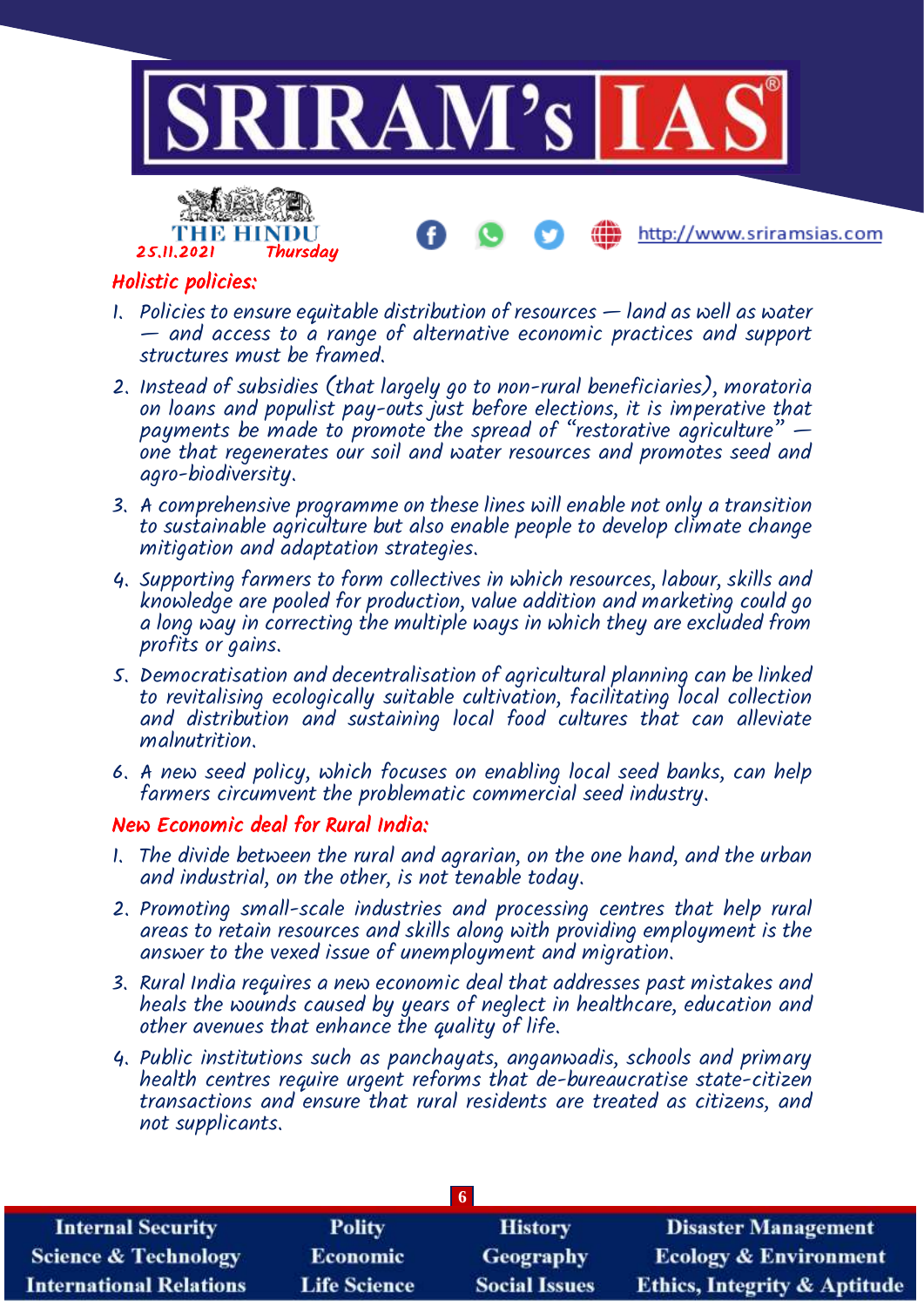## Holistic policies:

1. Policies to ensure equitable distribution of resources — land as well as water — and access to a range of alternative economic practices and support structures must be framed.
2. Instead of subsidies (that largely go to non-rural beneficiaries), moratoria on loans and populist pay-outs just before elections, it is imperative that payments be made to promote the spread of "restorative agriculture" — one that regenerates our soil and water resources and promotes seed and agro-biodiversity.
3. A comprehensive programme on these lines will enable not only a transition to sustainable agriculture but also enable people to develop climate change mitigation and adaptation strategies.
4. Supporting farmers to form collectives in which resources, labour, skills and knowledge are pooled for production, value addition and marketing could go a long way in correcting the multiple ways in which they are excluded from profits or gains.
5. Democratisation and decentralisation of agricultural planning can be linked to revitalising ecologically suitable cultivation, facilitating local collection and distribution and sustaining local food cultures that can alleviate malnutrition.
6. A new seed policy, which focuses on enabling local seed banks, can help farmers circumvent the problematic commercial seed industry.

## New Economic deal for Rural India:

1. The divide between the rural and agrarian, on the one hand, and the urban and industrial, on the other, is not tenable today.
2. Promoting small-scale industries and processing centres that help rural areas to retain resources and skills along with providing employment is the answer to the vexed issue of unemployment and migration.
3. Rural India requires a new economic deal that addresses past mistakes and heals the wounds caused by years of neglect in healthcare, education and other avenues that enhance the quality of life.
4. Public institutions such as panchayats, anganwadis, schools and primary health centres require urgent reforms that de-bureaucratise state-citizen transactions and ensure that rural residents are treated as citizens, and not supplicants.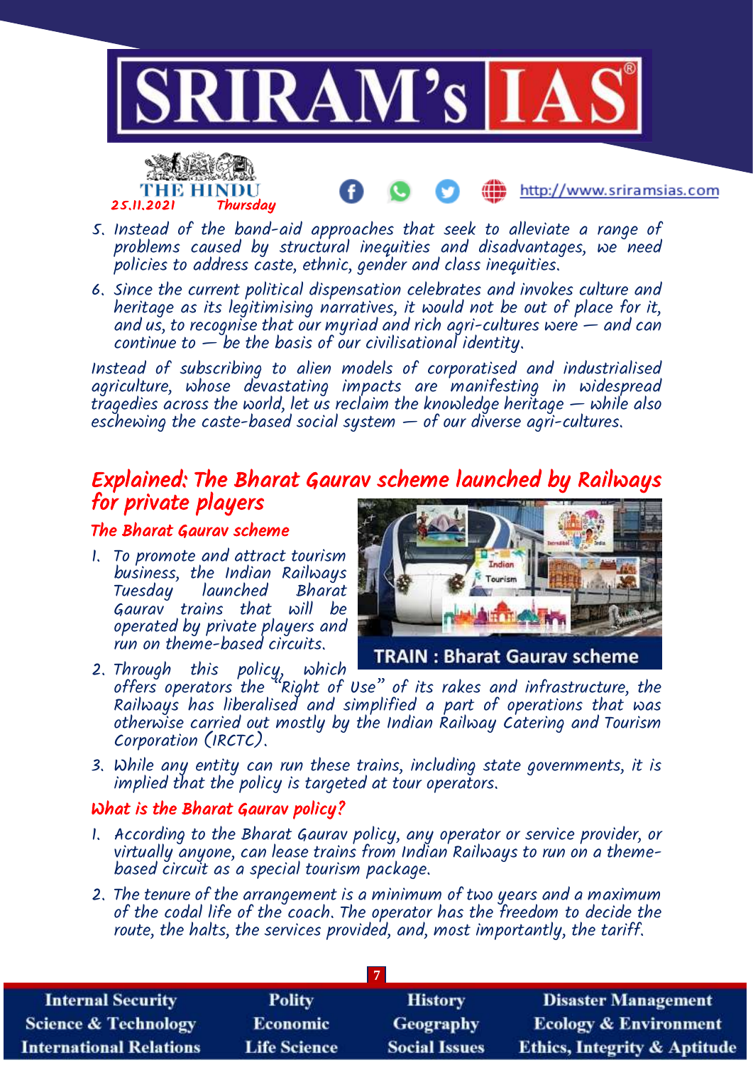5. Instead of the band-aid approaches that seek to alleviate a range of problems caused by structural inequities and disadvantages, we need policies to address caste, ethnic, gender and class inequities.
6. Since the current political dispensation celebrates and invokes culture and heritage as its legitimising narratives, it would not be out of place for it, and us, to recognise that our myriad and rich agri-cultures were — and can continue to — be the basis of our civilisational identity.

Instead of subscribing to alien models of corporatised and industrialised agriculture, whose devastating impacts are manifesting in widespread tragedies across the world, let us reclaim the knowledge heritage — while also eschewing the caste-based social system — of our diverse agri-cultures.

## Explained: The Bharat Gaurav scheme launched by Railways for private players

### The Bharat Gaurav scheme

1. To promote and attract tourism business, the Indian Railways Tuesday launched Bharat Gaurav trains that will be operated by private players and run on theme-based circuits.
2. Through this policy, which offers operators the "Right of Use" of its rakes and infrastructure, the Railways has liberalised and simplified a part of operations that was otherwise carried out mostly by the Indian Railway Catering and Tourism Corporation (IRCTC).
3. While any entity can run these trains, including state governments, it is implied that the policy is targeted at tour operators.

TRAIN : Bharat Gaurav scheme

### What is the Bharat Gaurav policy?

1. According to the Bharat Gaurav policy, any operator or service provider, or virtually anyone, can lease trains from Indian Railways to run on a theme-based circuit as a special tourism package.
2. The tenure of the arrangement is a minimum of two years and a maximum of the codal life of the coach. The operator has the freedom to decide the route, the halts, the services provided, and, most importantly, the tariff.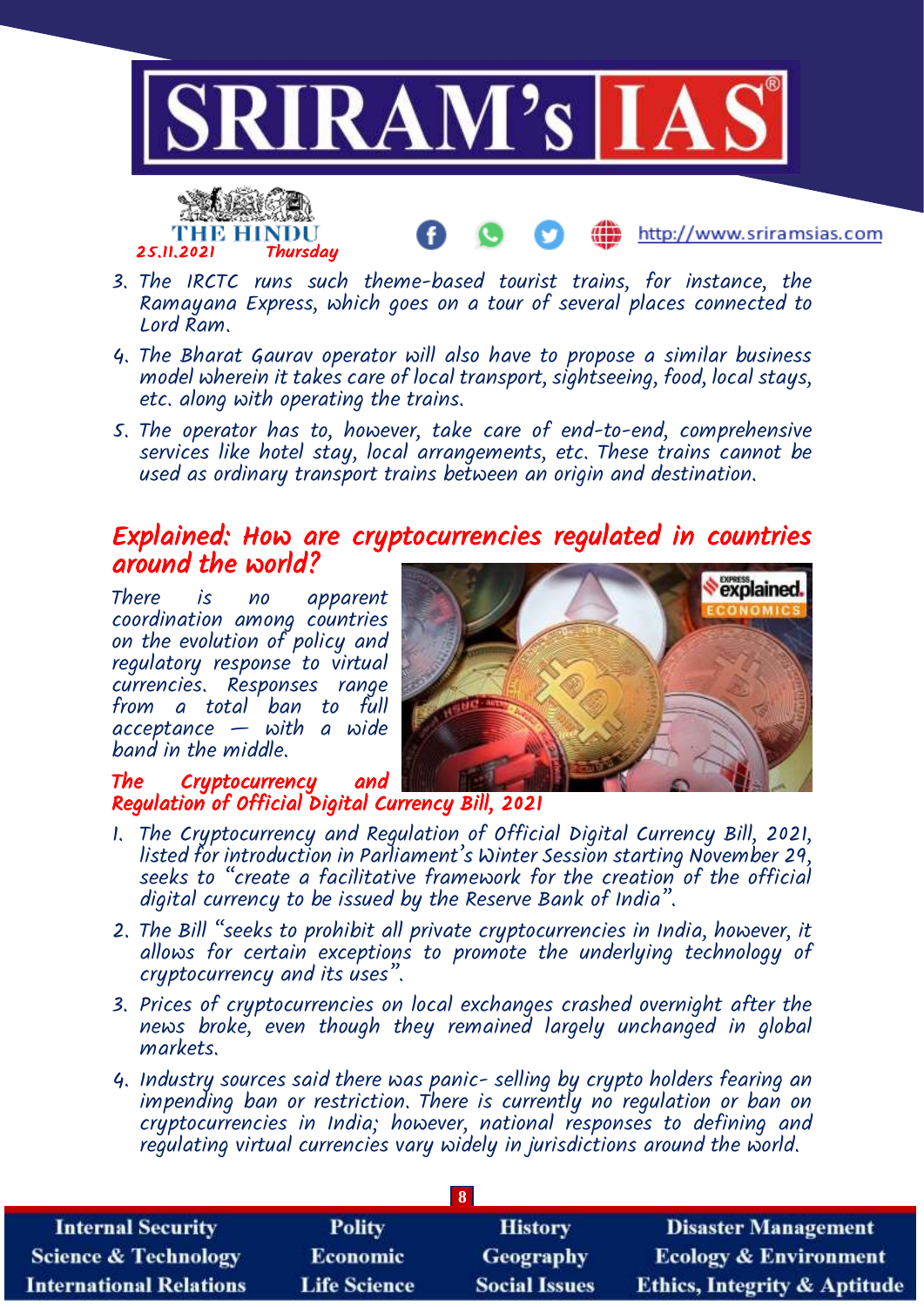3. The IRCTC runs such theme-based tourist trains, for instance, the Ramayana Express, which goes on a tour of several places connected to Lord Ram.
4. The Bharat Gaurav operator will also have to propose a similar business model wherein it takes care of local transport, sightseeing, food, local stays, etc. along with operating the trains.
5. The operator has to, however, take care of end-to-end, comprehensive services like hotel stay, local arrangements, etc. These trains cannot be used as ordinary transport trains between an origin and destination.

## Explained: How are cryptocurrencies regulated in countries around the world?

There is no apparent coordination among countries on the evolution of policy and regulatory response to virtual currencies. Responses range from a total ban to full acceptance — with a wide band in the middle.

### The Cryptocurrency and Regulation of Official Digital Currency Bill, 2021

1. The Cryptocurrency and Regulation of Official Digital Currency Bill, 2021, listed for introduction in Parliament's Winter Session starting November 29, seeks to "create a facilitative framework for the creation of the official digital currency to be issued by the Reserve Bank of India".
2. The Bill "seeks to prohibit all private cryptocurrencies in India, however, it allows for certain exceptions to promote the underlying technology of cryptocurrency and its uses".
3. Prices of cryptocurrencies on local exchanges crashed overnight after the news broke, even though they remained largely unchanged in global markets.
4. Industry sources said there was panic- selling by crypto holders fearing an impending ban or restriction. There is currently no regulation or ban on cryptocurrencies in India; however, national responses to defining and regulating virtual currencies vary widely in jurisdictions around the world.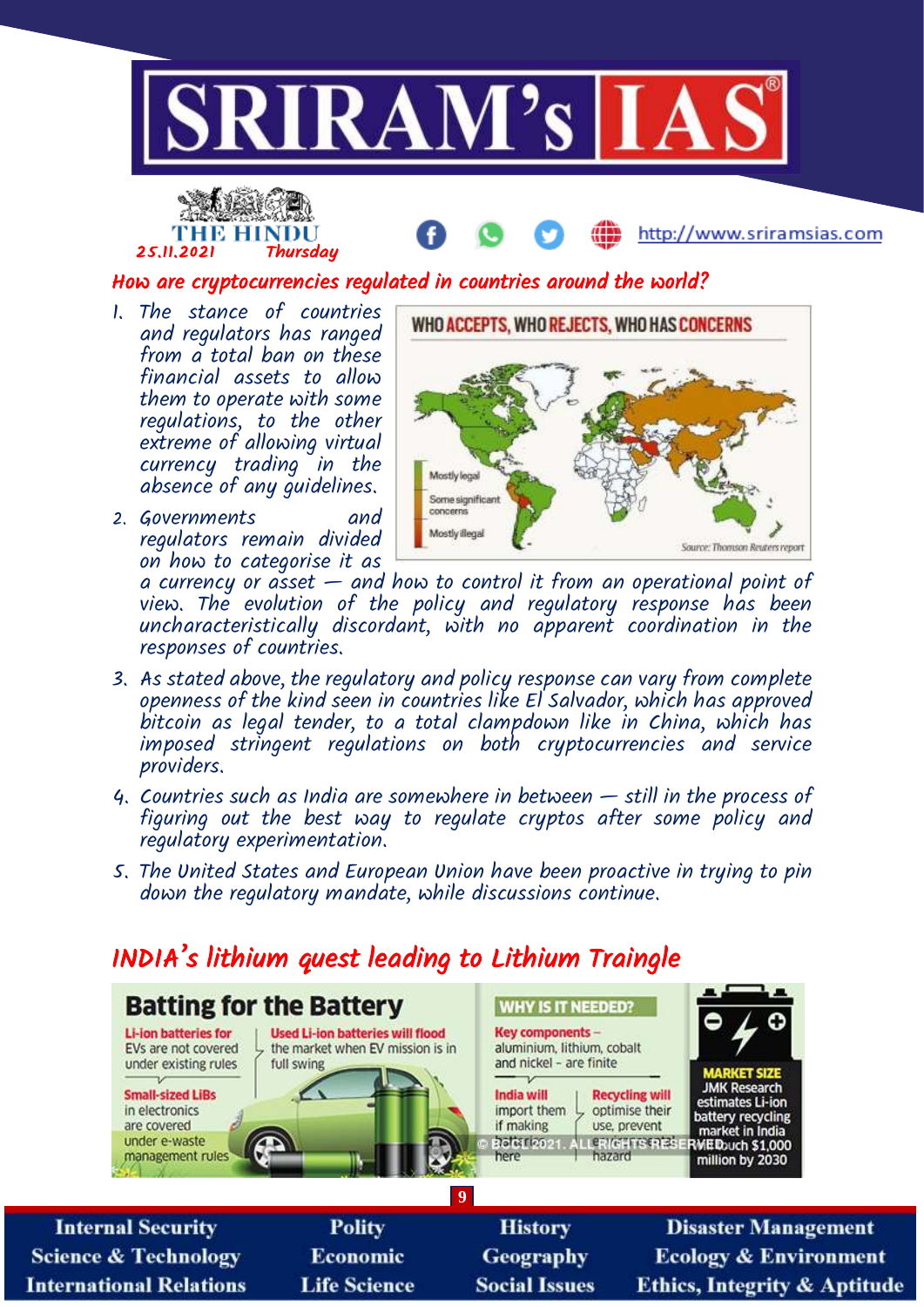THE HINDU
25.11.2021 Thursday

## How are cryptocurrencies regulated in countries around the world?

1. The stance of countries and regulators has ranged from a total ban on these financial assets to allow them to operate with some regulations, to the other extreme of allowing virtual currency trading in the absence of any guidelines.
2. Governments and regulators remain divided on how to categorise it as a currency or asset — and how to control it from an operational point of view. The evolution of the policy and regulatory response has been uncharacteristically discordant, with no apparent coordination in the responses of countries.
3. As stated above, the regulatory and policy response can vary from complete openness of the kind seen in countries like El Salvador, which has approved bitcoin as legal tender, to a total clampdown like in China, which has imposed stringent regulations on both cryptocurrencies and service providers.
4. Countries such as India are somewhere in between — still in the process of figuring out the best way to regulate cryptos after some policy and regulatory experimentation.
5. The United States and European Union have been proactive in trying to pin down the regulatory mandate, while discussions continue.

**WHO ACCEPTS, WHO REJECTS, WHO HAS CONCERNS**

Mostly legal
Some significant concerns
Mostly illegal

Source: Thomson Reuters report

## INDIA's lithium quest leading to Lithium Traingle

**Batting for the Battery**

**Li-ion batteries for** EVs are not covered under existing rules

**Used Li-ion batteries will flood** the market when EV mission is in full swing

**Small-sized LiBs** in electronics are covered under e-waste management rules

**WHY IS IT NEEDED?**

**Key components** – aluminium, lithium, cobalt and nickel – are finite

**India will** import them if making here

**Recycling will** optimise their use, prevent hazard

**MARKET SIZE**
JMK Research estimates Li-ion battery recycling market in India touch $1,000 million by 2030

© BCCL 2021. ALL RIGHTS RESERVED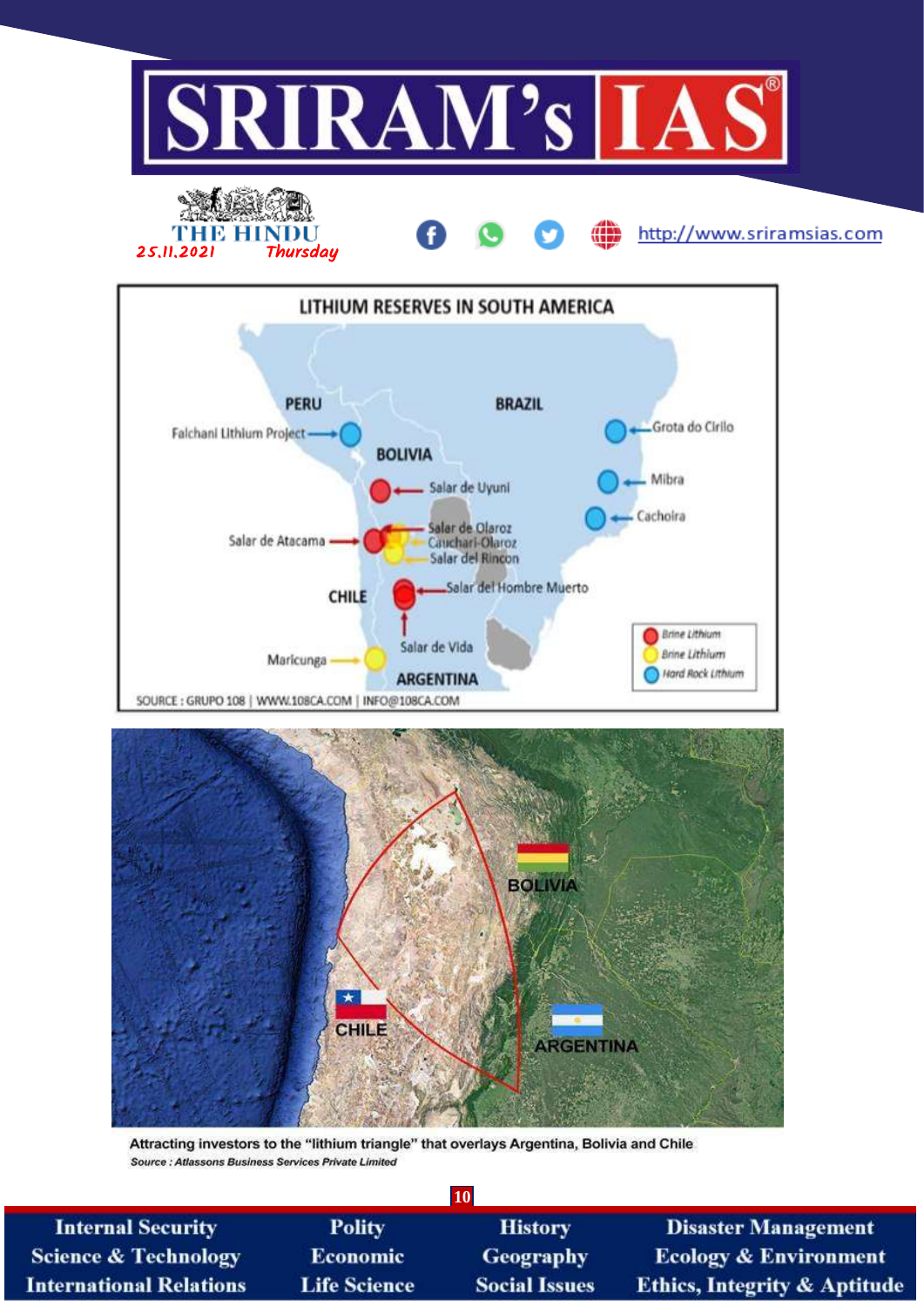## LITHIUM RESERVES IN SOUTH AMERICA

PERU | BRAZIL | BOLIVIA | CHILE | ARGENTINA

Falchani Lithium Project

Grota do Cirilo

Mibra

Cachoira

Salar de Uyuni

Salar de Olaroz

Cauchari-Olaroz

Salar del Rincon

Salar de Atacama

Salar del Hombre Muerto

Salar de Vida

Maricunga

- Brine Lithium (red)
- Brine Lithium (yellow)
- Hard Rock Lithium (blue)

SOURCE : GRUPO 108 | WWW.108CA.COM | INFO@108CA.COM

BOLIVIA | CHILE | ARGENTINA

Attracting investors to the “lithium triangle” that overlays Argentina, Bolivia and Chile

*Source : Atlassons Business Services Private Limited*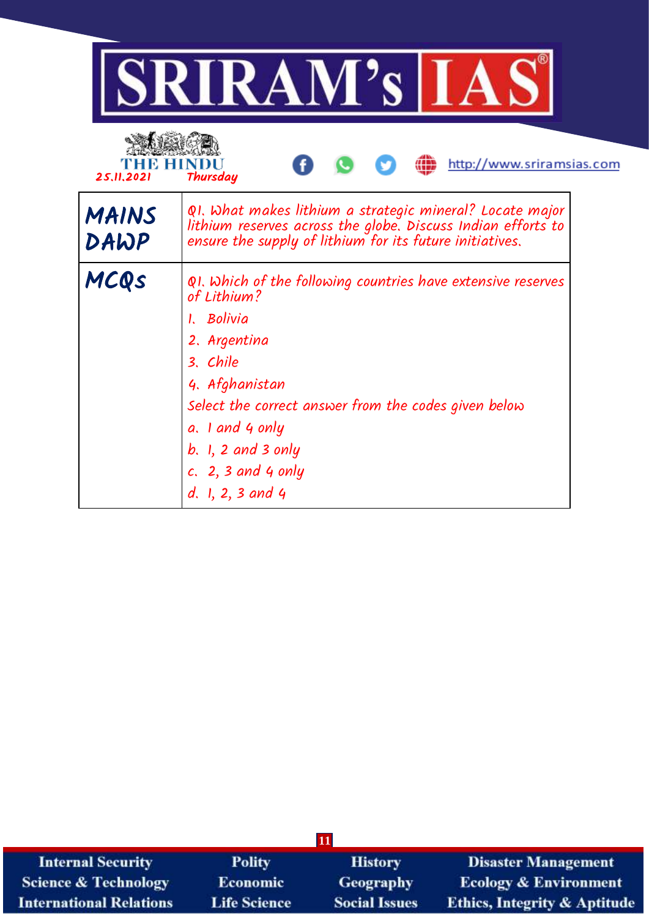25.11.2021 Thursday

| | |
|---|---|
| **MAINS DAWP** | Q1. What makes lithium a strategic mineral? Locate major lithium reserves across the globe. Discuss Indian efforts to ensure the supply of lithium for its future initiatives. |
| **MCQs** | Q1. Which of the following countries have extensive reserves of Lithium?<br>1. Bolivia<br>2. Argentina<br>3. Chile<br>4. Afghanistan<br>Select the correct answer from the codes given below<br>a. 1 and 4 only<br>b. 1, 2 and 3 only<br>c. 2, 3 and 4 only<br>d. 1, 2, 3 and 4 |